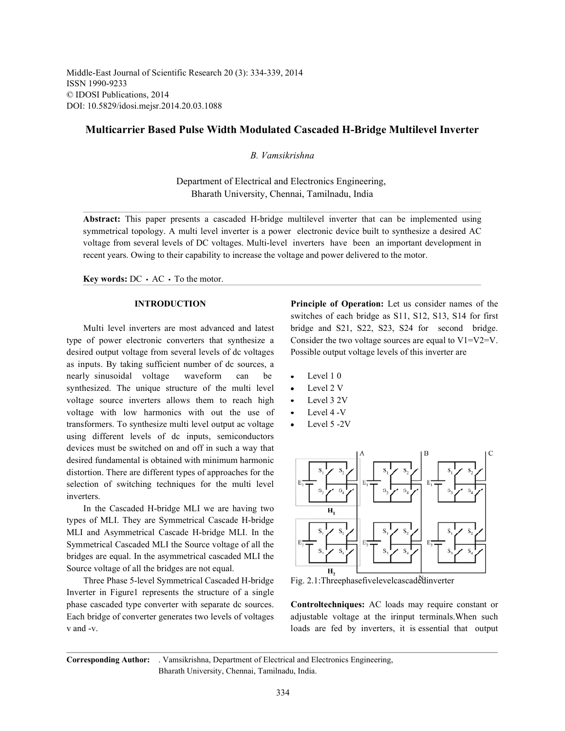Middle-East Journal of Scientific Research 20 (3): 334-339, 2014
ISSN 1990-9233
© IDOSI Publications, 2014
DOI: 10.5829/idosi.mejsr.2014.20.03.1088

# Multicarrier Based Pulse Width Modulated Cascaded H-Bridge Multilevel Inverter

*B. Vamsikrishna*

Department of Electrical and Electronics Engineering,
Bharath University, Chennai, Tamilnadu, India

**Abstract:** This paper presents a cascaded H-bridge multilevel inverter that can be implemented using symmetrical topology. A multi level inverter is a power electronic device built to synthesize a desired AC voltage from several levels of DC voltages. Multi-level inverters have been an important development in recent years. Owing to their capability to increase the voltage and power delivered to the motor.

**Key words:** DC • AC • To the motor.

## INTRODUCTION

Multi level inverters are most advanced and latest type of power electronic converters that synthesize a desired output voltage from several levels of dc voltages as inputs. By taking sufficient number of dc sources, a nearly sinusoidal voltage waveform can be synthesized. The unique structure of the multi level voltage source inverters allows them to reach high voltage with low harmonics with out the use of transformers. To synthesize multi level output ac voltage using different levels of dc inputs, semiconductors devices must be switched on and off in such a way that desired fundamental is obtained with minimum harmonic distortion. There are different types of approaches for the selection of switching techniques for the multi level inverters.

In the Cascaded H-bridge MLI we are having two types of MLI. They are Symmetrical Cascade H-bridge MLI and Asymmetrical Cascade H-bridge MLI. In the Symmetrical Cascaded MLI the Source voltage of all the bridges are equal. In the asymmetrical cascaded MLI the Source voltage of all the bridges are not equal.

Three Phase 5-level Symmetrical Cascaded H-bridge Inverter in Figure1 represents the structure of a single phase cascaded type converter with separate dc sources. Each bridge of converter generates two levels of voltages v and -v.

**Principle of Operation:** Let us consider names of the switches of each bridge as S11, S12, S13, S14 for first bridge and S21, S22, S23, S24 for second bridge. Consider the two voltage sources are equal to V1=V2=V. Possible output voltage levels of this inverter are

- Level 1 0
- Level 2 V
- Level 3 2V
- Level 4 -V
- Level 5 -2V

Fig. 2.1:Threephasefivelevelcascadedinverter

**Controltechniques:** AC loads may require constant or adjustable voltage at the irinput terminals.When such loads are fed by inverters, it is essential that output

**Corresponding Author:** . Vamsikrishna, Department of Electrical and Electronics Engineering, Bharath University, Chennai, Tamilnadu, India.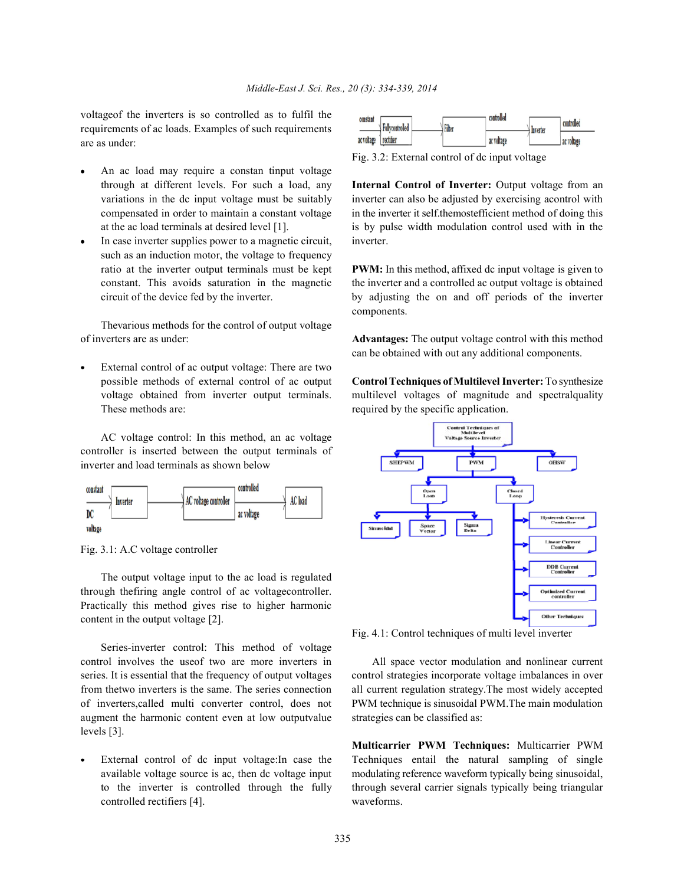voltageof the inverters is so controlled as to fulfil the requirements of ac loads. Examples of such requirements are as under:

- An ac load may require a constan tinput voltage through at different levels. For such a load, any variations in the dc input voltage must be suitably compensated in order to maintain a constant voltage at the ac load terminals at desired level [1].
- In case inverter supplies power to a magnetic circuit, such as an induction motor, the voltage to frequency ratio at the inverter output terminals must be kept constant. This avoids saturation in the magnetic circuit of the device fed by the inverter.

Thevarious methods for the control of output voltage of inverters are as under:

- External control of ac output voltage: There are two possible methods of external control of ac output voltage obtained from inverter output terminals. These methods are:

AC voltage control: In this method, an ac voltage controller is inserted between the output terminals of inverter and load terminals as shown below

Fig. 3.1: A.C voltage controller

The output voltage input to the ac load is regulated through thefiring angle control of ac voltagecontroller. Practically this method gives rise to higher harmonic content in the output voltage [2].

Series-inverter control: This method of voltage control involves the useof two are more inverters in series. It is essential that the frequency of output voltages from thetwo inverters is the same. The series connection of inverters,called multi converter control, does not augment the harmonic content even at low outputvalue levels [3].

- External control of dc input voltage:In case the available voltage source is ac, then dc voltage input to the inverter is controlled through the fully controlled rectifiers [4].

Fig. 3.2: External control of dc input voltage

**Internal Control of Inverter:** Output voltage from an inverter can also be adjusted by exercising acontrol with in the inverter it self.themostefficient method of doing this is by pulse width modulation control used with in the inverter.

**PWM:** In this method, affixed dc input voltage is given to the inverter and a controlled ac output voltage is obtained by adjusting the on and off periods of the inverter components.

**Advantages:** The output voltage control with this method can be obtained with out any additional components.

**Control Techniques of Multilevel Inverter:** To synthesize multilevel voltages of magnitude and spectralquality required by the specific application.

Fig. 4.1: Control techniques of multi level inverter

All space vector modulation and nonlinear current control strategies incorporate voltage imbalances in over all current regulation strategy.The most widely accepted PWM technique is sinusoidal PWM.The main modulation strategies can be classified as:

**Multicarrier PWM Techniques:** Multicarrier PWM Techniques entail the natural sampling of single modulating reference waveform typically being sinusoidal, through several carrier signals typically being triangular waveforms.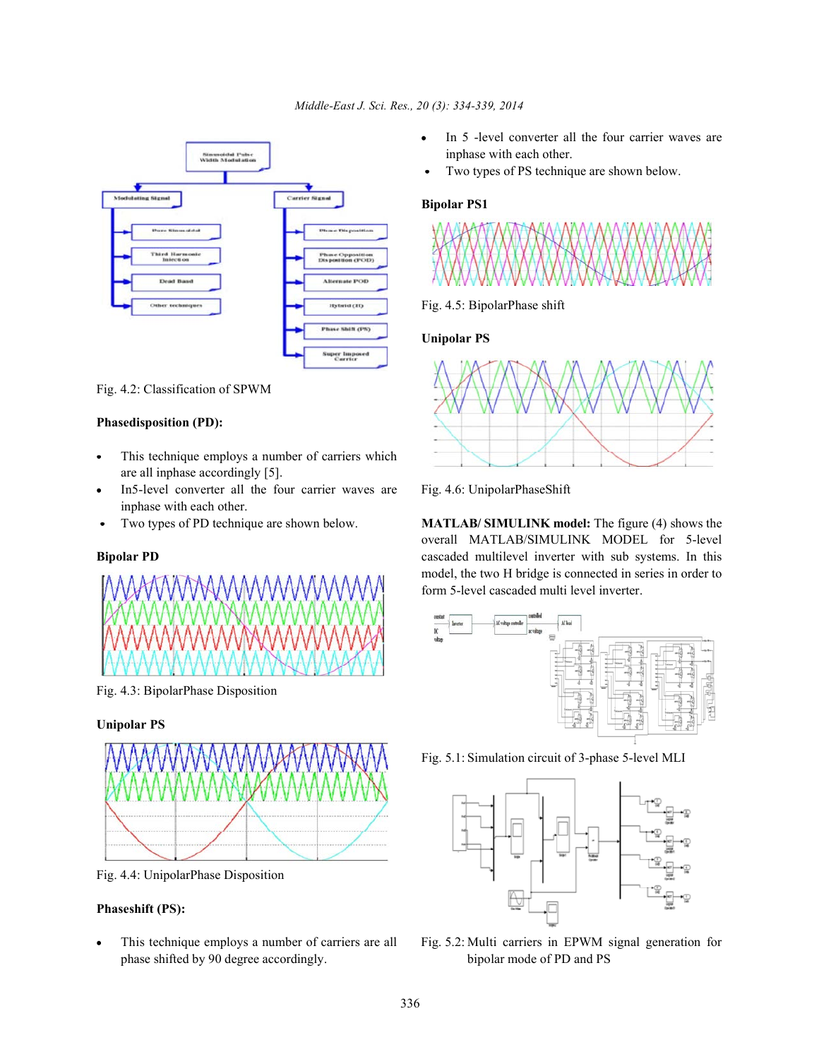Fig. 4.2: Classification of SPWM

**Phasedisposition (PD):**

- This technique employs a number of carriers which are all inphase accordingly [5].
- In5-level converter all the four carrier waves are inphase with each other.
- Two types of PD technique are shown below.

**Bipolar PD**

Fig. 4.3: BipolarPhase Disposition

**Unipolar PS**

Fig. 4.4: UnipolarPhase Disposition

**Phaseshift (PS):**

- This technique employs a number of carriers are all phase shifted by 90 degree accordingly.
- In 5 -level converter all the four carrier waves are inphase with each other.
- Two types of PS technique are shown below.

**Bipolar PS1**

Fig. 4.5: BipolarPhase shift

**Unipolar PS**

Fig. 4.6: UnipolarPhaseShift

**MATLAB/ SIMULINK model:** The figure (4) shows the overall MATLAB/SIMULINK MODEL for 5-level cascaded multilevel inverter with sub systems. In this model, the two H bridge is connected in series in order to form 5-level cascaded multi level inverter.

Fig. 5.1: Simulation circuit of 3-phase 5-level MLI

Fig. 5.2: Multi carriers in EPWM signal generation for bipolar mode of PD and PS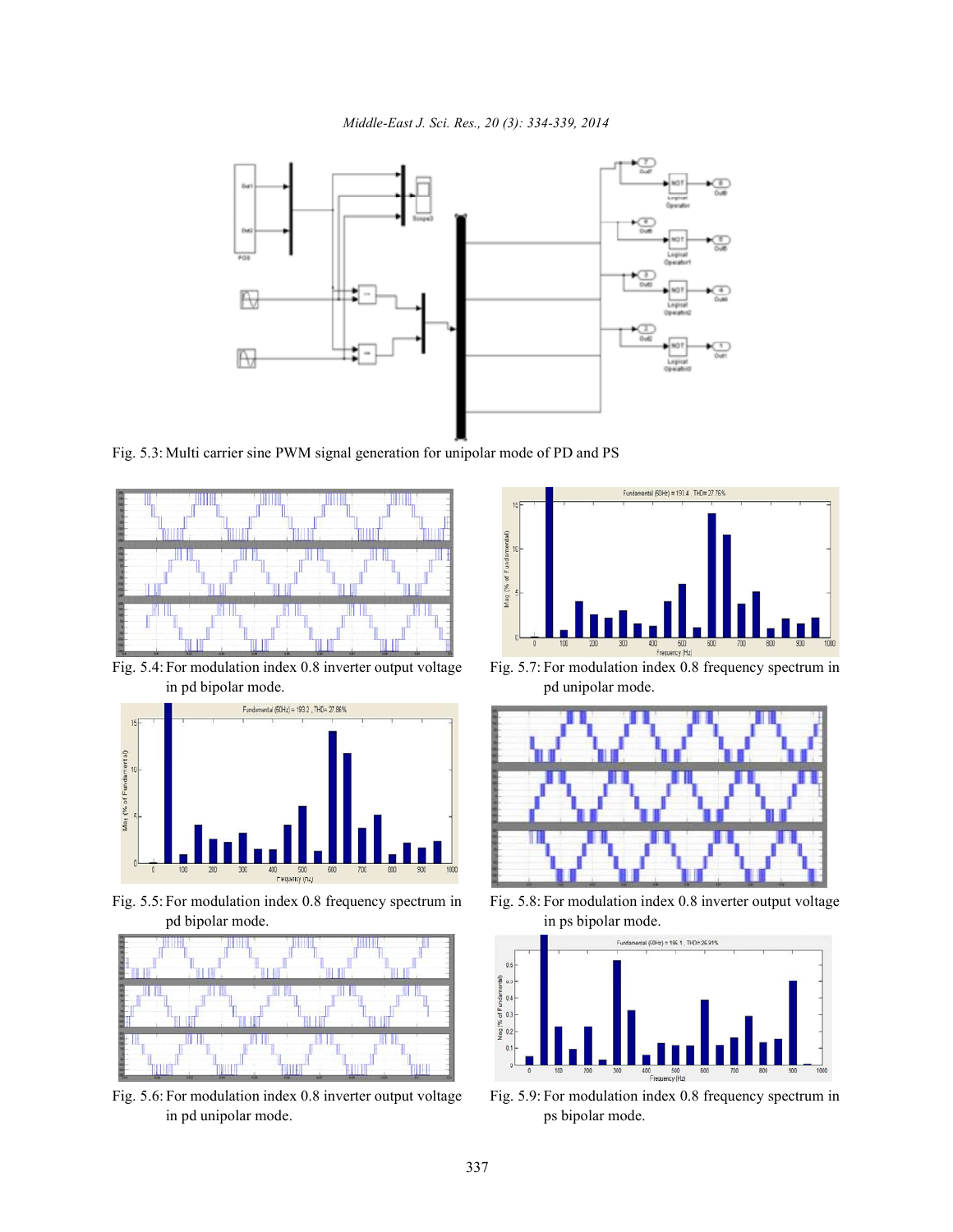Fig. 5.3: Multi carrier sine PWM signal generation for unipolar mode of PD and PS

Fig. 5.4: For modulation index 0.8 inverter output voltage in pd bipolar mode.

Fig. 5.5: For modulation index 0.8 frequency spectrum in pd bipolar mode.

Fig. 5.6: For modulation index 0.8 inverter output voltage in pd unipolar mode.

Fig. 5.7: For modulation index 0.8 frequency spectrum in pd unipolar mode.

Fig. 5.8: For modulation index 0.8 inverter output voltage in ps bipolar mode.

Fig. 5.9: For modulation index 0.8 frequency spectrum in ps bipolar mode.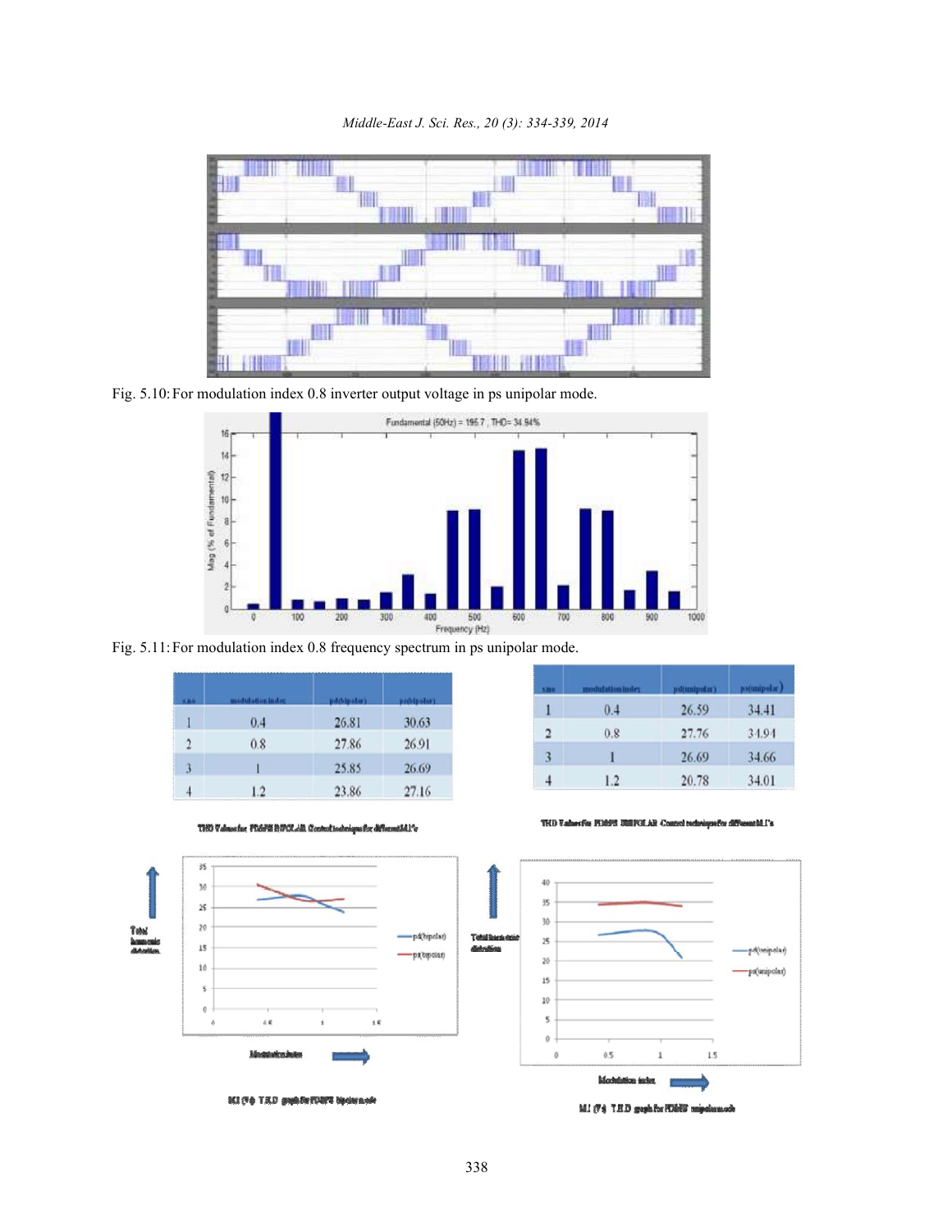Fig. 5.10: For modulation index 0.8 inverter output voltage in ps unipolar mode.

Fig. 5.11: For modulation index 0.8 frequency spectrum in ps unipolar mode.

| s.no | modulation index | pd(bipolar) | ps(bipolar) |
|---|---|---|---|
| 1 | 0.4 | 26.81 | 30.63 |
| 2 | 0.8 | 27.86 | 26.91 |
| 3 | 1 | 25.85 | 26.69 |
| 4 | 1.2 | 23.86 | 27.16 |

THD Values for FDMPS BIPOLAR Control technique for different M.I's

| s.no | modulation index | pd(unipolar) | ps(unipolar) |
|---|---|---|---|
| 1 | 0.4 | 26.59 | 34.41 |
| 2 | 0.8 | 27.76 | 34.94 |
| 3 | 1 | 26.69 | 34.66 |
| 4 | 1.2 | 20.78 | 34.01 |

THD Values for FDMPS UNIPOLAR Control technique for different M.I's

M.I (Vs) T.H.D graph for FDMPS bipolar mode

M.I (Vs) T.H.D graph for FDMPS unipolar mode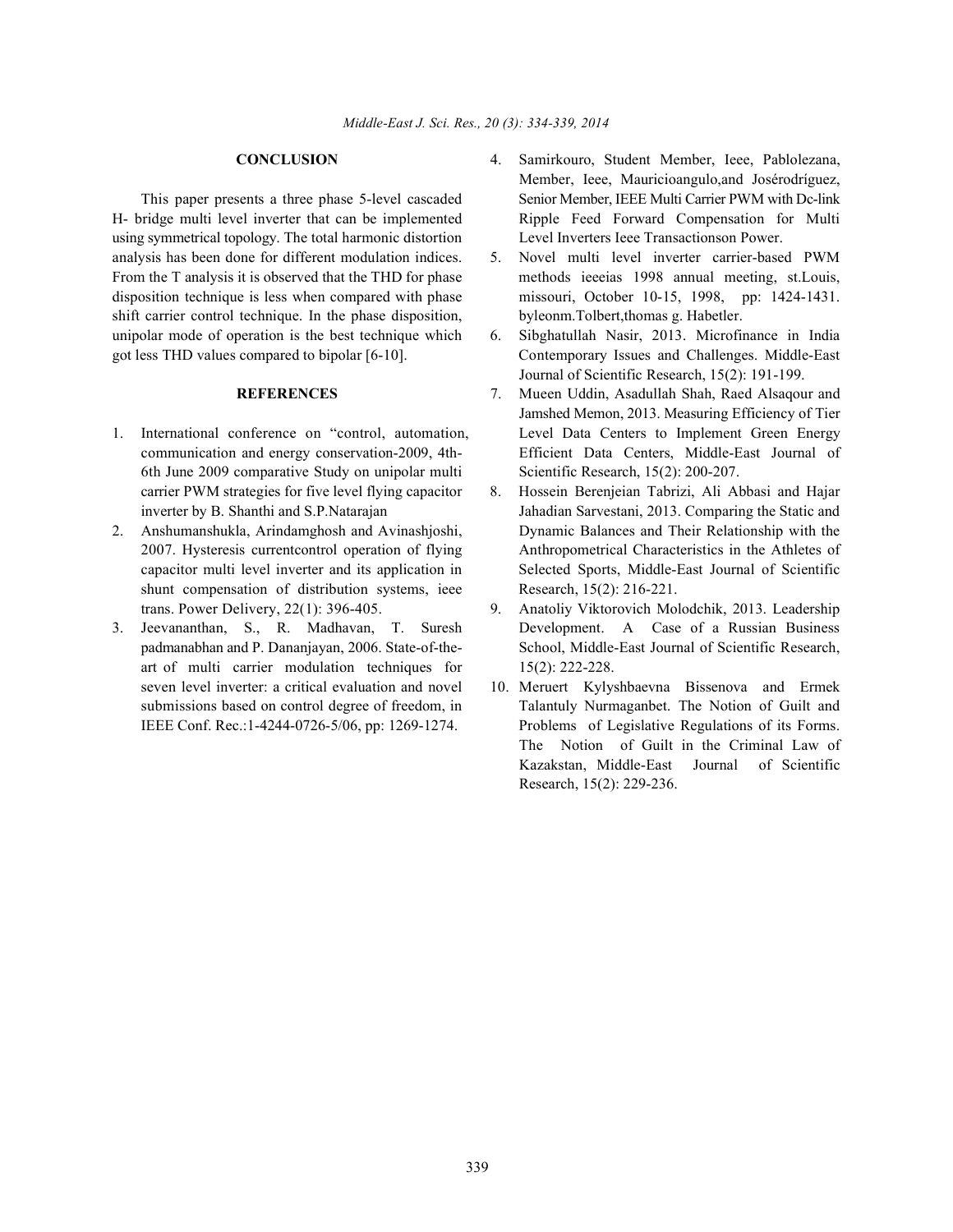## CONCLUSION

This paper presents a three phase 5-level cascaded H- bridge multi level inverter that can be implemented using symmetrical topology. The total harmonic distortion analysis has been done for different modulation indices. From the T analysis it is observed that the THD for phase disposition technique is less when compared with phase shift carrier control technique. In the phase disposition, unipolar mode of operation is the best technique which got less THD values compared to bipolar [6-10].

## REFERENCES

1. International conference on "control, automation, communication and energy conservation-2009, 4th-6th June 2009 comparative Study on unipolar multi carrier PWM strategies for five level flying capacitor inverter by B. Shanthi and S.P.Natarajan
2. Anshumanshukla, Arindamghosh and Avinashjoshi, 2007. Hysteresis currentcontrol operation of flying capacitor multi level inverter and its application in shunt compensation of distribution systems, ieee trans. Power Delivery, 22(1): 396-405.
3. Jeevananthan, S., R. Madhavan, T. Suresh padmanabhan and P. Dananjayan, 2006. State-of-the-art of multi carrier modulation techniques for seven level inverter: a critical evaluation and novel submissions based on control degree of freedom, in IEEE Conf. Rec.:1-4244-0726-5/06, pp: 1269-1274.
4. Samirkouro, Student Member, Ieee, Pablolezana, Member, Ieee, Mauricioangulo,and Josérodríguez, Senior Member, IEEE Multi Carrier PWM with Dc-link Ripple Feed Forward Compensation for Multi Level Inverters Ieee Transactionson Power.
5. Novel multi level inverter carrier-based PWM methods ieeeias 1998 annual meeting, st.Louis, missouri, October 10-15, 1998, pp: 1424-1431. byleonm.Tolbert,thomas g. Habetler.
6. Sibghatullah Nasir, 2013. Microfinance in India Contemporary Issues and Challenges. Middle-East Journal of Scientific Research, 15(2): 191-199.
7. Mueen Uddin, Asadullah Shah, Raed Alsaqour and Jamshed Memon, 2013. Measuring Efficiency of Tier Level Data Centers to Implement Green Energy Efficient Data Centers, Middle-East Journal of Scientific Research, 15(2): 200-207.
8. Hossein Berenjeian Tabrizi, Ali Abbasi and Hajar Jahadian Sarvestani, 2013. Comparing the Static and Dynamic Balances and Their Relationship with the Anthropometrical Characteristics in the Athletes of Selected Sports, Middle-East Journal of Scientific Research, 15(2): 216-221.
9. Anatoliy Viktorovich Molodchik, 2013. Leadership Development. A Case of a Russian Business School, Middle-East Journal of Scientific Research, 15(2): 222-228.
10. Meruert Kylyshbaevna Bissenova and Ermek Talantuly Nurmaganbet. The Notion of Guilt and Problems of Legislative Regulations of its Forms. The Notion of Guilt in the Criminal Law of Kazakstan, Middle-East Journal of Scientific Research, 15(2): 229-236.